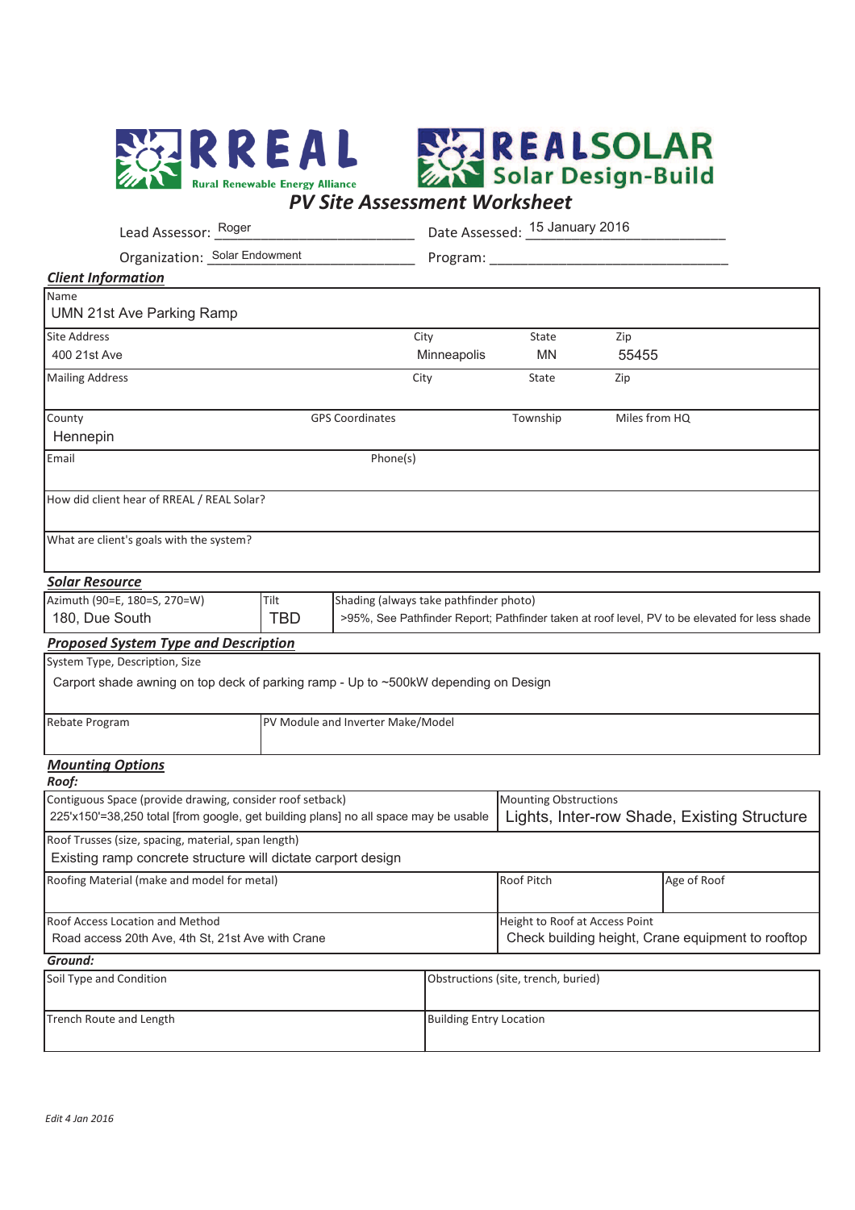RREAL Rural Renewable Energy Alliance

REALSOLAR Solar Design-Build

# PV Site Assessment Worksheet

Lead Assessor: Roger

Date Assessed: 15 January 2016

Organization: Solar Endowment

Program:

## Client Information

| Name | | | |
|---|---|---|---|
| UMN 21st Ave Parking Ramp | | | |

| Site Address | City | State | Zip |
|---|---|---|---|
| 400 21st Ave | Minneapolis | MN | 55455 |

| Mailing Address | City | State | Zip |
|---|---|---|---|
| | | | |

| County | GPS Coordinates | Township | Miles from HQ |
|---|---|---|---|
| Hennepin | | | |

| Email | Phone(s) |
|---|---|
| | |

How did client hear of RREAL / REAL Solar?

What are client's goals with the system?

## Solar Resource

| Azimuth (90=E, 180=S, 270=W) | Tilt | Shading (always take pathfinder photo) |
|---|---|---|
| 180, Due South | TBD | >95%, See Pathfinder Report; Pathfinder taken at roof level, PV to be elevated for less shade |

## Proposed System Type and Description

System Type, Description, Size

Carport shade awning on top deck of parking ramp - Up to ~500kW depending on Design

| Rebate Program | PV Module and Inverter Make/Model |
|---|---|
| | |

## Mounting Options

### Roof:

| Contiguous Space (provide drawing, consider roof setback) | Mounting Obstructions |
|---|---|
| 225'x150'=38,250 total [from google, get building plans] no all space may be usable | Lights, Inter-row Shade, Existing Structure |

Roof Trusses (size, spacing, material, span length)

Existing ramp concrete structure will dictate carport design

| Roofing Material (make and model for metal) | Roof Pitch | Age of Roof |
|---|---|---|
| | | |

| Roof Access Location and Method | Height to Roof at Access Point |
|---|---|
| Road access 20th Ave, 4th St, 21st Ave with Crane | Check building height, Crane equipment to rooftop |

### Ground:

| Soil Type and Condition | Obstructions (site, trench, buried) |
|---|---|
| | |

| Trench Route and Length | Building Entry Location |
|---|---|
| | |

*Edit 4 Jan 2016*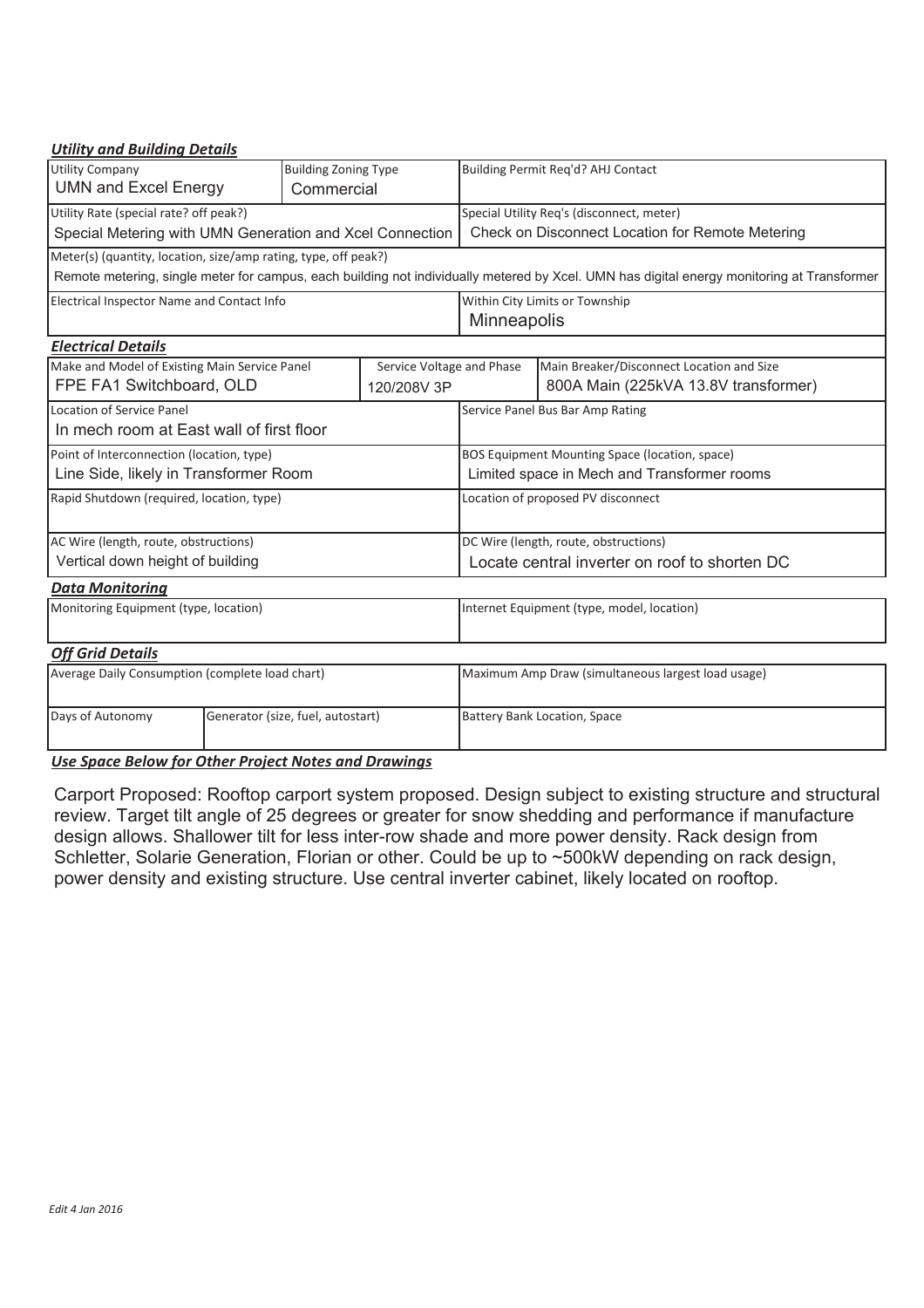***Utility and Building Details***

| Utility Company | Building Zoning Type | Building Permit Req'd? AHJ Contact |
|---|---|---|
| UMN and Excel Energy | Commercial | |

| Utility Rate (special rate? off peak?) | Special Utility Req's (disconnect, meter) |
|---|---|
| Special Metering with UMN Generation and Xcel Connection | Check on Disconnect Location for Remote Metering |

| Meter(s) (quantity, location, size/amp rating, type, off peak?) |
|---|
| Remote metering, single meter for campus, each building not individually metered by Xcel. UMN has digital energy monitoring at Transformer |

| Electrical Inspector Name and Contact Info | Within City Limits or Township |
|---|---|
| | Minneapolis |

***Electrical Details***

| Make and Model of Existing Main Service Panel | Service Voltage and Phase | Main Breaker/Disconnect Location and Size |
|---|---|---|
| FPE FA1 Switchboard, OLD | 120/208V 3P | 800A Main (225kVA 13.8V transformer) |

| Location of Service Panel | Service Panel Bus Bar Amp Rating |
|---|---|
| In mech room at East wall of first floor | |

| Point of Interconnection (location, type) | BOS Equipment Mounting Space (location, space) |
|---|---|
| Line Side, likely in Transformer Room | Limited space in Mech and Transformer rooms |

| Rapid Shutdown (required, location, type) | Location of proposed PV disconnect |
|---|---|
| | |

| AC Wire (length, route, obstructions) | DC Wire (length, route, obstructions) |
|---|---|
| Vertical down height of building | Locate central inverter on roof to shorten DC |

***Data Monitoring***

| Monitoring Equipment (type, location) | Internet Equipment (type, model, location) |
|---|---|
| | |

***Off Grid Details***

| Average Daily Consumption (complete load chart) | | Maximum Amp Draw (simultaneous largest load usage) |
|---|---|---|
| | | |
| Days of Autonomy | Generator (size, fuel, autostart) | Battery Bank Location, Space |
| | | |

***Use Space Below for Other Project Notes and Drawings***

Carport Proposed: Rooftop carport system proposed. Design subject to existing structure and structural review. Target tilt angle of 25 degrees or greater for snow shedding and performance if manufacture design allows. Shallower tilt for less inter-row shade and more power density. Rack design from Schletter, Solarie Generation, Florian or other. Could be up to ~500kW depending on rack design, power density and existing structure. Use central inverter cabinet, likely located on rooftop.

*Edit 4 Jan 2016*